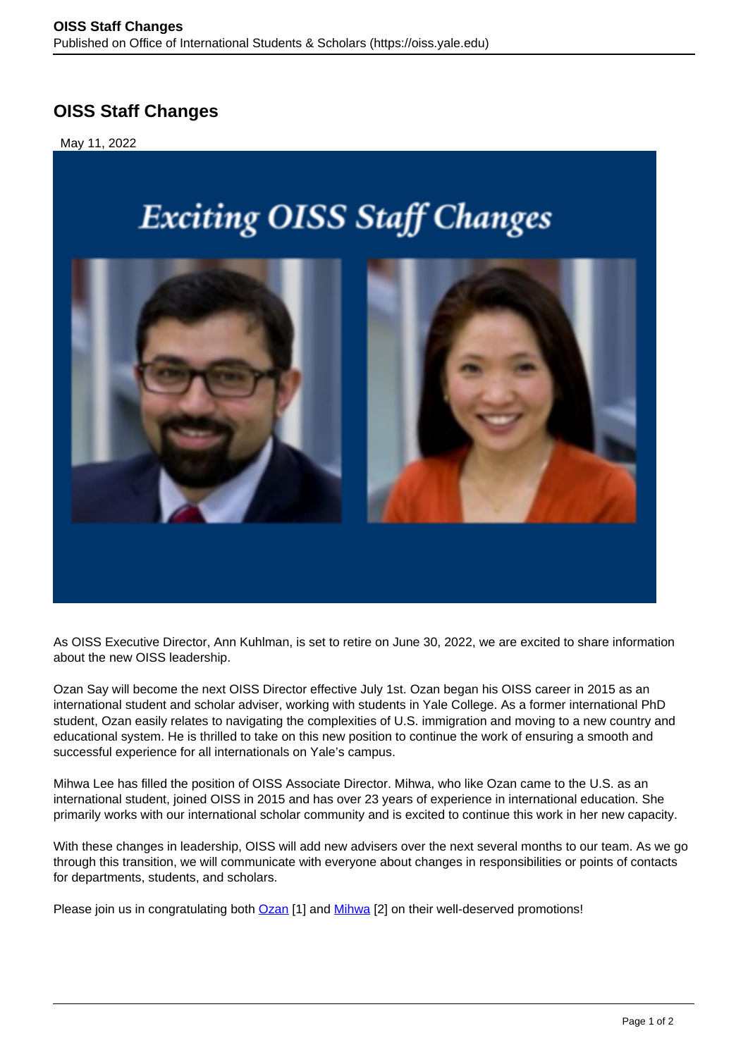# OISS Staff Changes

May 11, 2022

As OISS Executive Director, Ann Kuhlman, is set to retire on June 30, 2022, we are excited to share information about the new OISS leadership.

Ozan Say will become the next OISS Director effective July 1st. Ozan began his OISS career in 2015 as an international student and scholar adviser, working with students in Yale College. As a former international PhD student, Ozan easily relates to navigating the complexities of U.S. immigration and moving to a new country and educational system. He is thrilled to take on this new position to continue the work of ensuring a smooth and successful experience for all internationals on Yale's campus.

Mihwa Lee has filled the position of OISS Associate Director. Mihwa, who like Ozan came to the U.S. as an international student, joined OISS in 2015 and has over 23 years of experience in international education. She primarily works with our international scholar community and is excited to continue this work in her new capacity.

With these changes in leadership, OISS will add new advisers over the next several months to our team. As we go through this transition, we will communicate with everyone about changes in responsibilities or points of contacts for departments, students, and scholars.

Please join us in congratulating both Ozan [1] and Mihwa [2] on their well-deserved promotions!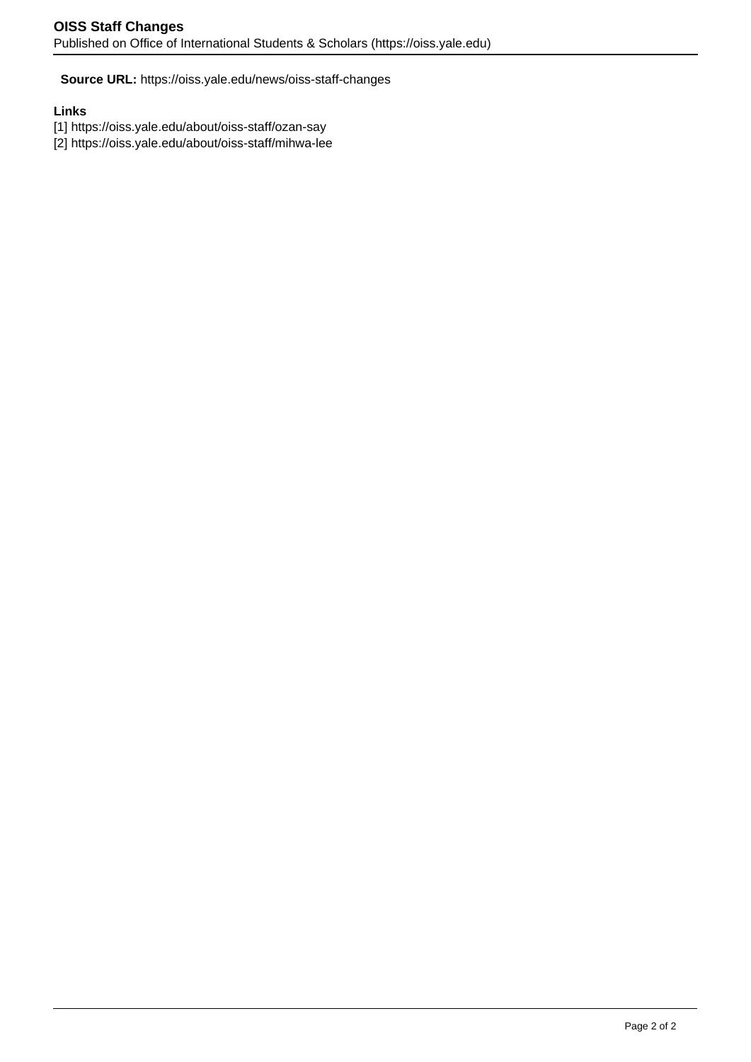**Source URL:** https://oiss.yale.edu/news/oiss-staff-changes

**Links**

[1] https://oiss.yale.edu/about/oiss-staff/ozan-say
[2] https://oiss.yale.edu/about/oiss-staff/mihwa-lee